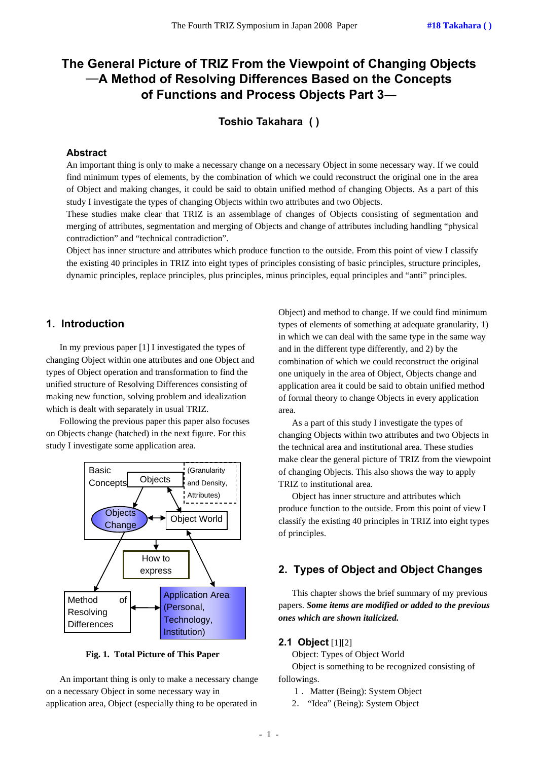# The General Picture of TRIZ From the Viewpoint of Changing Objects —A Method of Resolving Differences Based on the Concepts of Functions and Process Objects Part 3—

**Toshio Takahara ( )**

## Abstract

An important thing is only to make a necessary change on a necessary Object in some necessary way. If we could find minimum types of elements, by the combination of which we could reconstruct the original one in the area of Object and making changes, it could be said to obtain unified method of changing Objects. As a part of this study I investigate the types of changing Objects within two attributes and two Objects.

These studies make clear that TRIZ is an assemblage of changes of Objects consisting of segmentation and merging of attributes, segmentation and merging of Objects and change of attributes including handling "physical contradiction" and "technical contradiction".

Object has inner structure and attributes which produce function to the outside. From this point of view I classify the existing 40 principles in TRIZ into eight types of principles consisting of basic principles, structure principles, dynamic principles, replace principles, plus principles, minus principles, equal principles and "anti" principles.

## 1. Introduction

In my previous paper [1] I investigated the types of changing Object within one attributes and one Object and types of Object operation and transformation to find the unified structure of Resolving Differences consisting of making new function, solving problem and idealization which is dealt with separately in usual TRIZ.

Following the previous paper this paper also focuses on Objects change (hatched) in the next figure. For this study I investigate some application area.

Basic Concepts | Objects | (Granularity and Density, Attributes) | Objects Change | Object World | How to express | Method of Resolving Differences | Application Area (Personal, Technology, Institution)

**Fig. 1. Total Picture of This Paper**

An important thing is only to make a necessary change on a necessary Object in some necessary way in application area, Object (especially thing to be operated in Object) and method to change. If we could find minimum types of elements of something at adequate granularity, 1) in which we can deal with the same type in the same way and in the different type differently, and 2) by the combination of which we could reconstruct the original one uniquely in the area of Object, Objects change and application area it could be said to obtain unified method of formal theory to change Objects in every application area.

As a part of this study I investigate the types of changing Objects within two attributes and two Objects in the technical area and institutional area. These studies make clear the general picture of TRIZ from the viewpoint of changing Objects. This also shows the way to apply TRIZ to institutional area.

Object has inner structure and attributes which produce function to the outside. From this point of view I classify the existing 40 principles in TRIZ into eight types of principles.

## 2. Types of Object and Object Changes

This chapter shows the brief summary of my previous papers. ***Some items are modified or added to the previous ones which are shown italicized.***

### 2.1 Object [1][2]

Object: Types of Object World

Object is something to be recognized consisting of followings.

1. Matter (Being): System Object
2. "Idea" (Being): System Object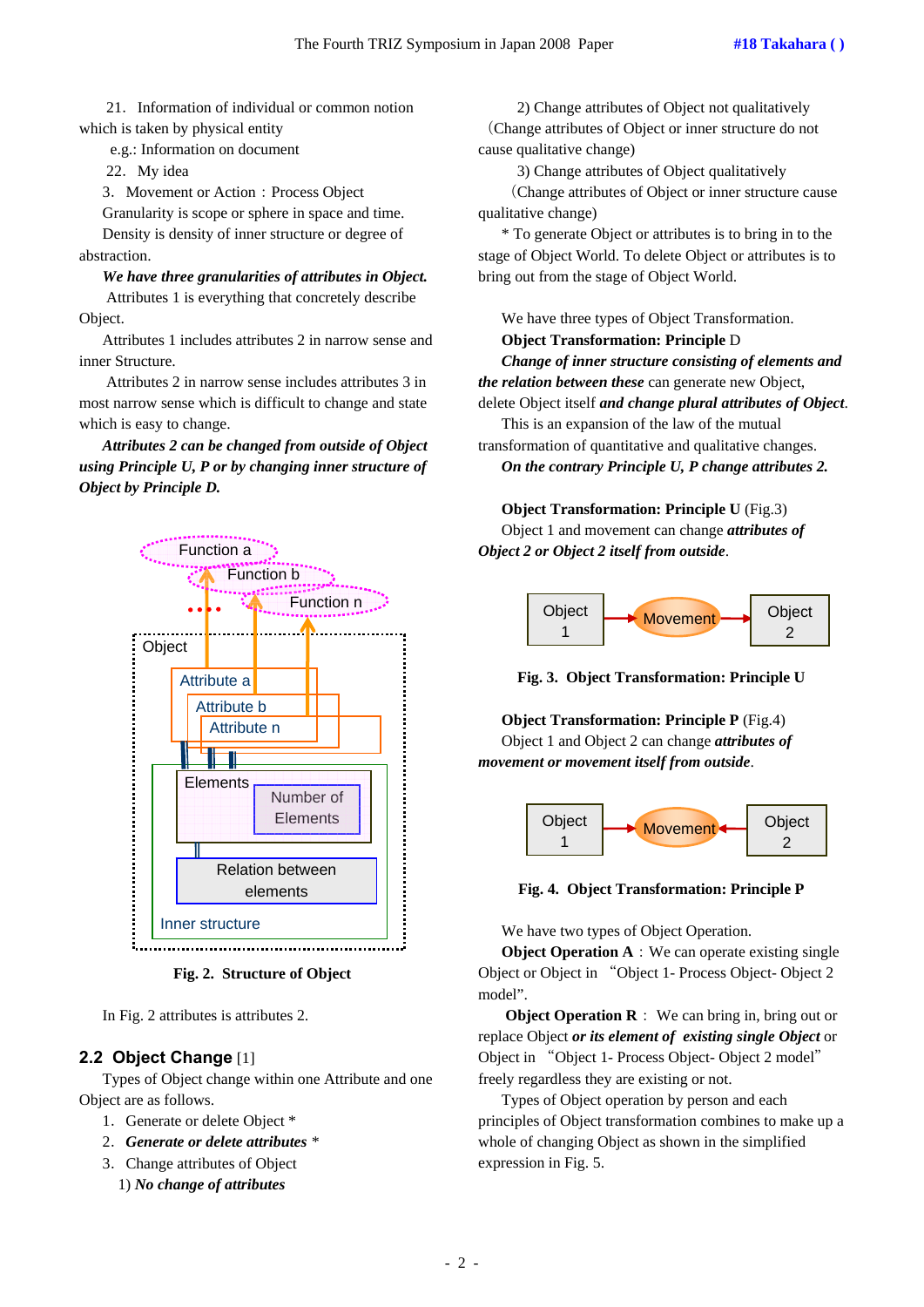21. Information of individual or common notion which is taken by physical entity

e.g.: Information on document

22. My idea

3. Movement or Action : Process Object

Granularity is scope or sphere in space and time.

Density is density of inner structure or degree of abstraction.

***We have three granularities of attributes in Object.***

Attributes 1 is everything that concretely describe Object.

Attributes 1 includes attributes 2 in narrow sense and inner Structure.

Attributes 2 in narrow sense includes attributes 3 in most narrow sense which is difficult to change and state which is easy to change.

***Attributes 2 can be changed from outside of Object using Principle U, P or by changing inner structure of Object by Principle D.***

**Fig. 2. Structure of Object**

In Fig. 2 attributes is attributes 2.

## 2.2 Object Change [1]

Types of Object change within one Attribute and one Object are as follows.

1. Generate or delete Object *
2. ***Generate or delete attributes*** *
3. Change attributes of Object
   1) ***No change of attributes***
   2) Change attributes of Object not qualitatively (Change attributes of Object or inner structure do not cause qualitative change)
   3) Change attributes of Object qualitatively (Change attributes of Object or inner structure cause qualitative change)

\* To generate Object or attributes is to bring in to the stage of Object World. To delete Object or attributes is to bring out from the stage of Object World.

We have three types of Object Transformation.

**Object Transformation: Principle** D

***Change of inner structure consisting of elements and the relation between these*** can generate new Object, delete Object itself ***and change plural attributes of Object***.

This is an expansion of the law of the mutual transformation of quantitative and qualitative changes.

***On the contrary Principle U, P change attributes 2.***

**Object Transformation: Principle U** (Fig.3)

Object 1 and movement can change ***attributes of Object 2 or Object 2 itself from outside***.

**Fig. 3. Object Transformation: Principle U**

**Object Transformation: Principle P** (Fig.4)

Object 1 and Object 2 can change ***attributes of movement or movement itself from outside***.

**Fig. 4. Object Transformation: Principle P**

We have two types of Object Operation.

**Object Operation A** : We can operate existing single Object or Object in "Object 1- Process Object- Object 2 model".

**Object Operation R** : We can bring in, bring out or replace Object ***or its element of existing single Object*** or Object in "Object 1- Process Object- Object 2 model" freely regardless they are existing or not.

Types of Object operation by person and each principles of Object transformation combines to make up a whole of changing Object as shown in the simplified expression in Fig. 5.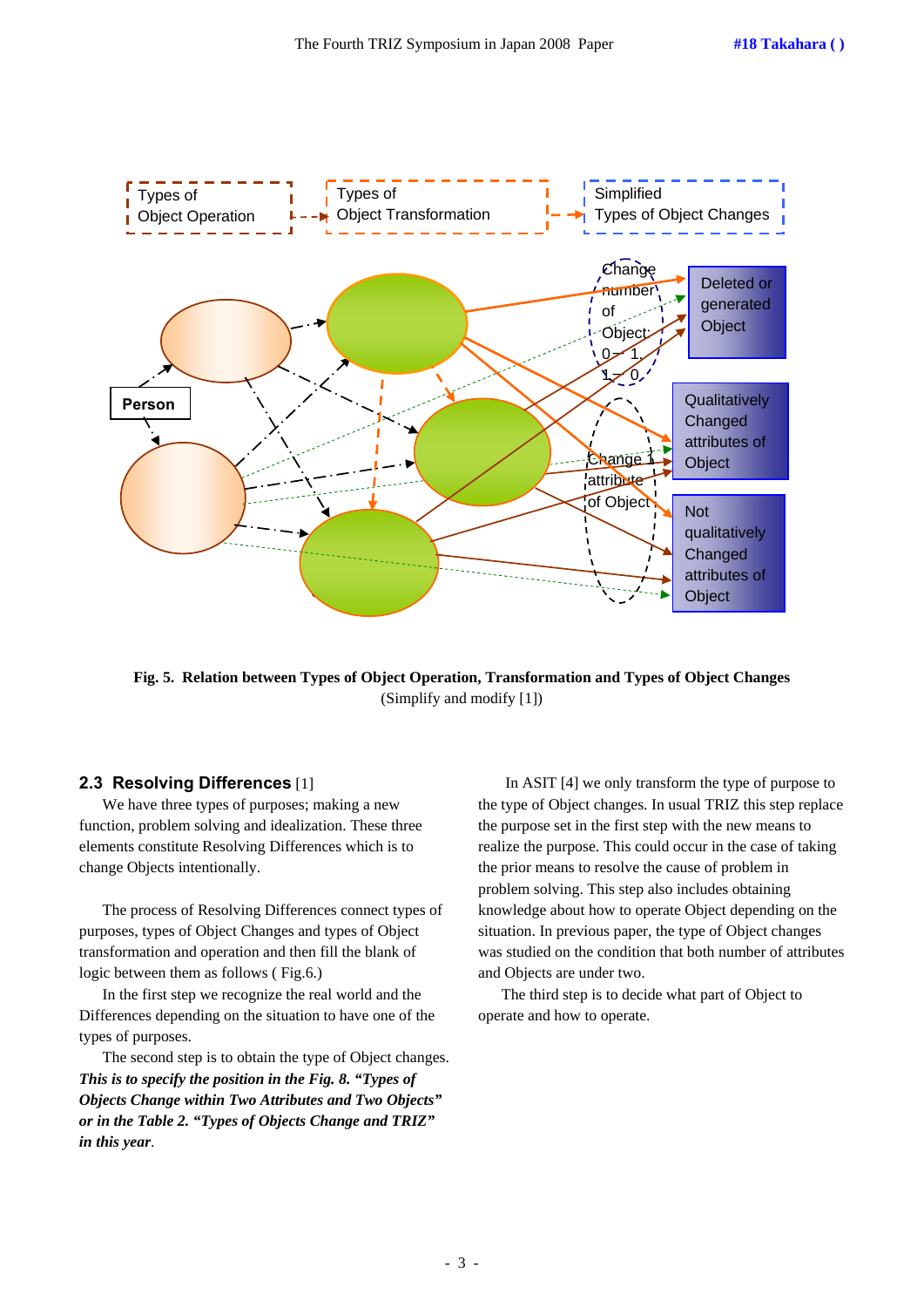Types of Object Operation

Types of Object Transformation

Simplified Types of Object Changes

Change number of Object 0→1, 1→0

Deleted or generated Object

Person

Change 1 attribute of Object

Qualitatively Changed attributes of Object

Not qualitatively Changed attributes of Object

**Fig. 5. Relation between Types of Object Operation, Transformation and Types of Object Changes**
(Simplify and modify [1])

## 2.3 Resolving Differences [1]

We have three types of purposes; making a new function, problem solving and idealization. These three elements constitute Resolving Differences which is to change Objects intentionally.

The process of Resolving Differences connect types of purposes, types of Object Changes and types of Object transformation and operation and then fill the blank of logic between them as follows ( Fig.6.)

In the first step we recognize the real world and the Differences depending on the situation to have one of the types of purposes.

The second step is to obtain the type of Object changes. ***This is to specify the position in the Fig. 8. "Types of Objects Change within Two Attributes and Two Objects" or in the Table 2. "Types of Objects Change and TRIZ" in this year***.

In ASIT [4] we only transform the type of purpose to the type of Object changes. In usual TRIZ this step replace the purpose set in the first step with the new means to realize the purpose. This could occur in the case of taking the prior means to resolve the cause of problem in problem solving. This step also includes obtaining knowledge about how to operate Object depending on the situation. In previous paper, the type of Object changes was studied on the condition that both number of attributes and Objects are under two.

The third step is to decide what part of Object to operate and how to operate.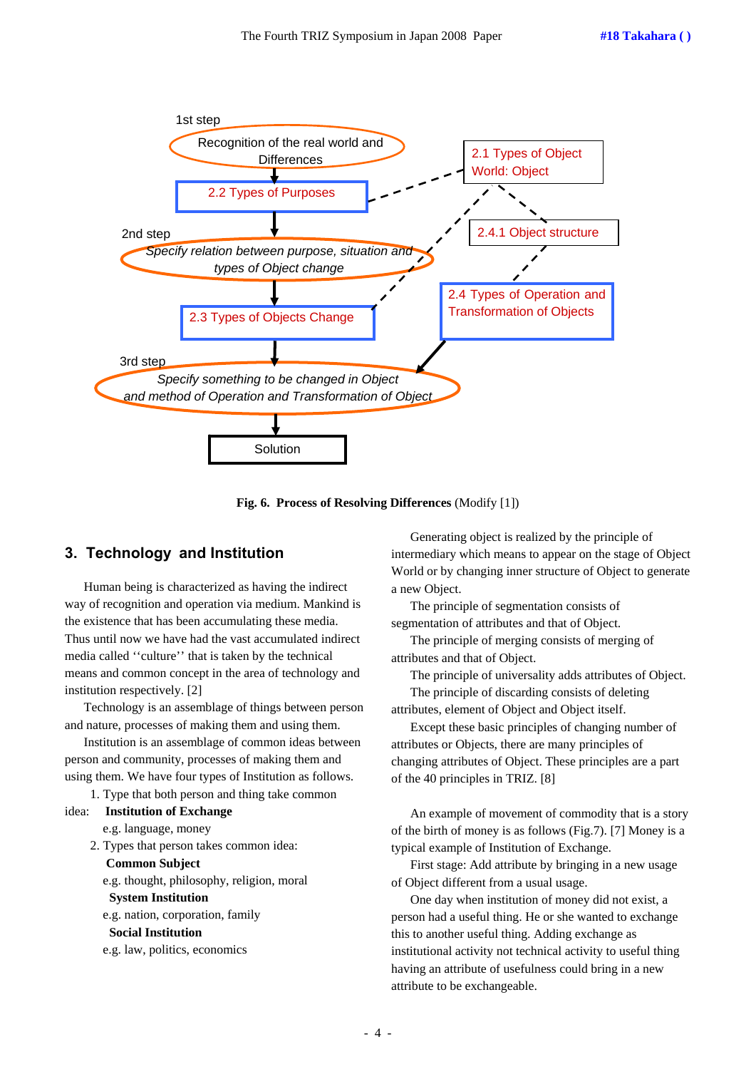1st step

Recognition of the real world and Differences

2.2 Types of Purposes

2.1 Types of Object World: Object

2nd step

*Specify relation between purpose, situation and types of Object change*

2.4.1 Object structure

2.3 Types of Objects Change

2.4 Types of Operation and Transformation of Objects

3rd step

*Specify something to be changed in Object and method of Operation and Transformation of Object*

Solution

**Fig. 6. Process of Resolving Differences** (Modify [1])

## 3. Technology and Institution

Human being is characterized as having the indirect way of recognition and operation via medium. Mankind is the existence that has been accumulating these media. Thus until now we have had the vast accumulated indirect media called ''culture'' that is taken by the technical means and common concept in the area of technology and institution respectively. [2]

Technology is an assemblage of things between person and nature, processes of making them and using them.

Institution is an assemblage of common ideas between person and community, processes of making them and using them. We have four types of Institution as follows.

1. Type that both person and thing take common idea: **Institution of Exchange**

   e.g. language, money

2. Types that person takes common idea:

   **Common Subject**

   e.g. thought, philosophy, religion, moral

   **System Institution**

   e.g. nation, corporation, family

   **Social Institution**

   e.g. law, politics, economics

Generating object is realized by the principle of intermediary which means to appear on the stage of Object World or by changing inner structure of Object to generate a new Object.

The principle of segmentation consists of segmentation of attributes and that of Object.

The principle of merging consists of merging of attributes and that of Object.

The principle of universality adds attributes of Object.

The principle of discarding consists of deleting attributes, element of Object and Object itself.

Except these basic principles of changing number of attributes or Objects, there are many principles of changing attributes of Object. These principles are a part of the 40 principles in TRIZ. [8]

An example of movement of commodity that is a story of the birth of money is as follows (Fig.7). [7] Money is a typical example of Institution of Exchange.

First stage: Add attribute by bringing in a new usage of Object different from a usual usage.

One day when institution of money did not exist, a person had a useful thing. He or she wanted to exchange this to another useful thing. Adding exchange as institutional activity not technical activity to useful thing having an attribute of usefulness could bring in a new attribute to be exchangeable.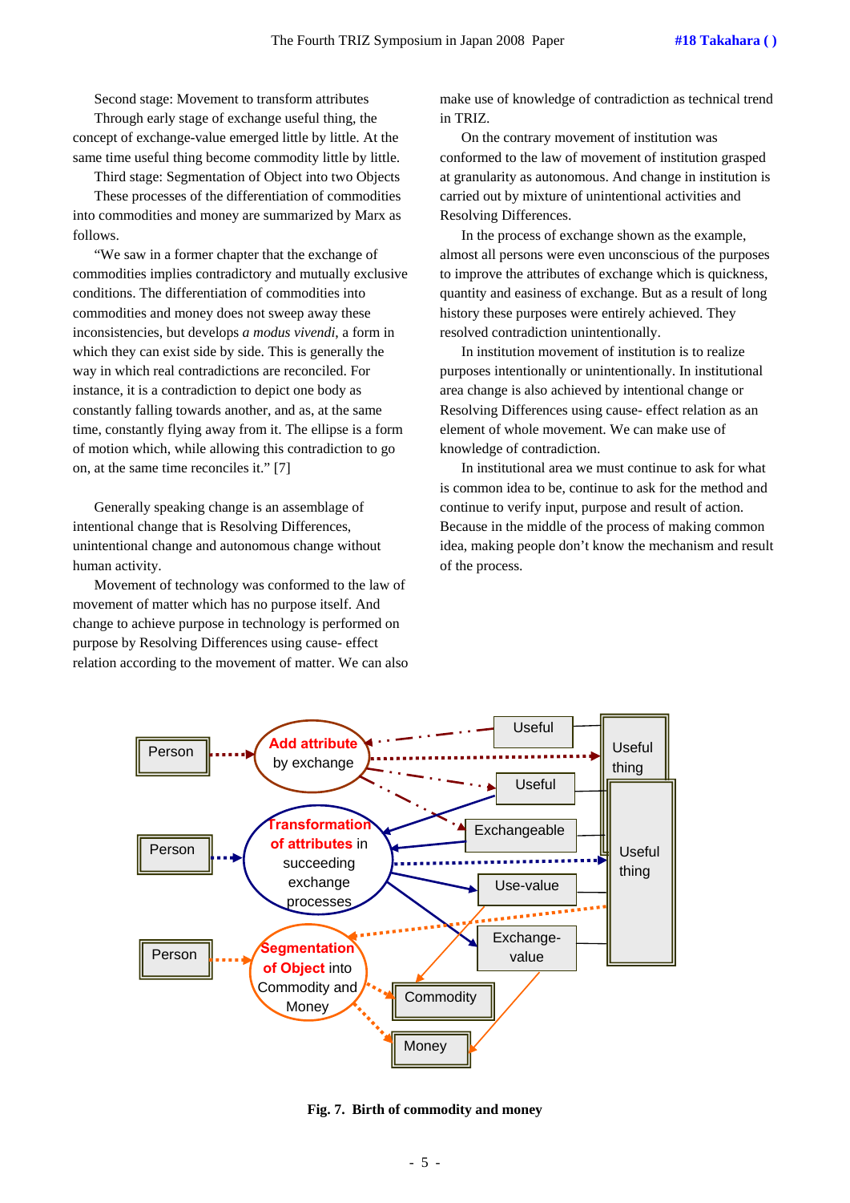Second stage: Movement to transform attributes

Through early stage of exchange useful thing, the concept of exchange-value emerged little by little. At the same time useful thing become commodity little by little.

Third stage: Segmentation of Object into two Objects

These processes of the differentiation of commodities into commodities and money are summarized by Marx as follows.

"We saw in a former chapter that the exchange of commodities implies contradictory and mutually exclusive conditions. The differentiation of commodities into commodities and money does not sweep away these inconsistencies, but develops *a modus vivendi*, a form in which they can exist side by side. This is generally the way in which real contradictions are reconciled. For instance, it is a contradiction to depict one body as constantly falling towards another, and as, at the same time, constantly flying away from it. The ellipse is a form of motion which, while allowing this contradiction to go on, at the same time reconciles it." [7]

Generally speaking change is an assemblage of intentional change that is Resolving Differences, unintentional change and autonomous change without human activity.

Movement of technology was conformed to the law of movement of matter which has no purpose itself. And change to achieve purpose in technology is performed on purpose by Resolving Differences using cause- effect relation according to the movement of matter. We can also make use of knowledge of contradiction as technical trend in TRIZ.

On the contrary movement of institution was conformed to the law of movement of institution grasped at granularity as autonomous. And change in institution is carried out by mixture of unintentional activities and Resolving Differences.

In the process of exchange shown as the example, almost all persons were even unconscious of the purposes to improve the attributes of exchange which is quickness, quantity and easiness of exchange. But as a result of long history these purposes were entirely achieved. They resolved contradiction unintentionally.

In institution movement of institution is to realize purposes intentionally or unintentionally. In institutional area change is also achieved by intentional change or Resolving Differences using cause- effect relation as an element of whole movement. We can make use of knowledge of contradiction.

In institutional area we must continue to ask for what is common idea to be, continue to ask for the method and continue to verify input, purpose and result of action. Because in the middle of the process of making common idea, making people don't know the mechanism and result of the process.

**Fig. 7. Birth of commodity and money**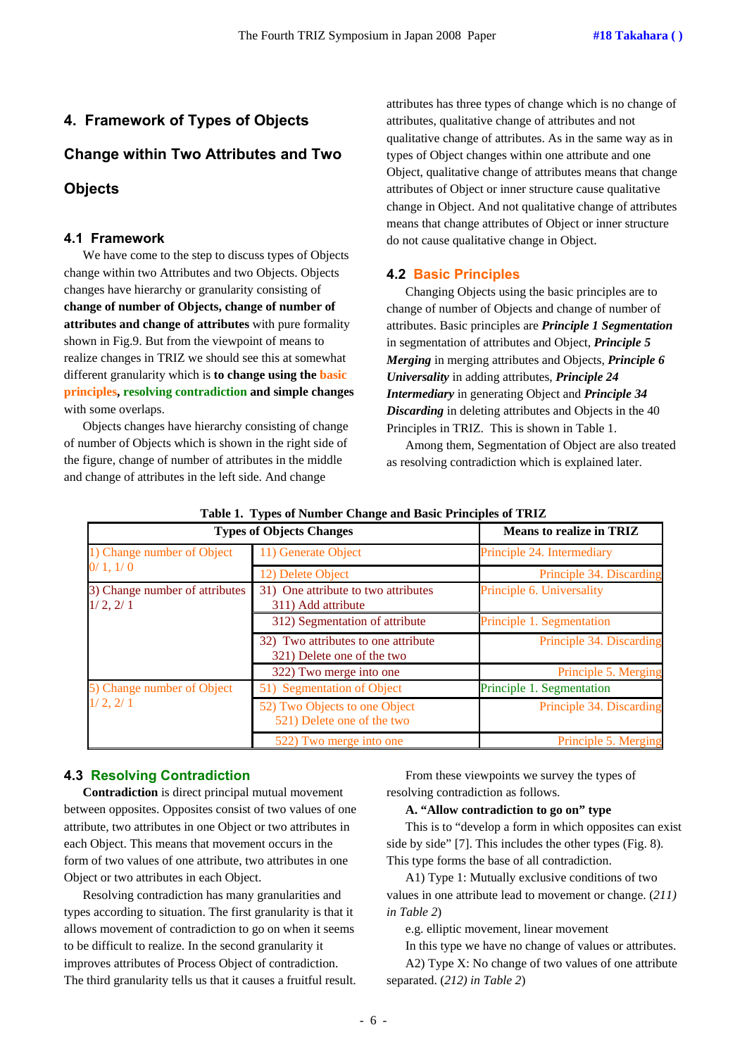## 4. Framework of Types of Objects Change within Two Attributes and Two Objects

### 4.1 Framework

We have come to the step to discuss types of Objects change within two Attributes and two Objects. Objects changes have hierarchy or granularity consisting of **change of number of Objects, change of number of attributes and change of attributes** with pure formality shown in Fig.9. But from the viewpoint of means to realize changes in TRIZ we should see this at somewhat different granularity which is **to change using the basic principles, resolving contradiction and simple changes** with some overlaps.

Objects changes have hierarchy consisting of change of number of Objects which is shown in the right side of the figure, change of number of attributes in the middle and change of attributes in the left side. And change attributes has three types of change which is no change of attributes, qualitative change of attributes and not qualitative change of attributes. As in the same way as in types of Object changes within one attribute and one Object, qualitative change of attributes means that change attributes of Object or inner structure cause qualitative change in Object. And not qualitative change of attributes means that change attributes of Object or inner structure do not cause qualitative change in Object.

### 4.2 Basic Principles

Changing Objects using the basic principles are to change of number of Objects and change of number of attributes. Basic principles are ***Principle 1 Segmentation*** in segmentation of attributes and Object, ***Principle 5 Merging*** in merging attributes and Objects, ***Principle 6 Universality*** in adding attributes, ***Principle 24 Intermediary*** in generating Object and ***Principle 34 Discarding*** in deleting attributes and Objects in the 40 Principles in TRIZ. This is shown in Table 1.

Among them, Segmentation of Object are also treated as resolving contradiction which is explained later.

**Table 1. Types of Number Change and Basic Principles of TRIZ**

| Types of Objects Changes | | Means to realize in TRIZ |
|---|---|---|
| 1) Change number of Object 0/ 1, 1/ 0 | 11) Generate Object | Principle 24. Intermediary |
| | 12) Delete Object | Principle 34. Discarding |
| 3) Change number of attributes 1/ 2, 2/ 1 | 31) One attribute to two attributes 311) Add attribute | Principle 6. Universality |
| | 312) Segmentation of attribute | Principle 1. Segmentation |
| | 32) Two attributes to one attribute 321) Delete one of the two | Principle 34. Discarding |
| | 322) Two merge into one | Principle 5. Merging |
| 5) Change number of Object 1/ 2, 2/ 1 | 51) Segmentation of Object | Principle 1. Segmentation |
| | 52) Two Objects to one Object 521) Delete one of the two | Principle 34. Discarding |
| | 522) Two merge into one | Principle 5. Merging |

### 4.3 Resolving Contradiction

**Contradiction** is direct principal mutual movement between opposites. Opposites consist of two values of one attribute, two attributes in one Object or two attributes in each Object. This means that movement occurs in the form of two values of one attribute, two attributes in one Object or two attributes in each Object.

Resolving contradiction has many granularities and types according to situation. The first granularity is that it allows movement of contradiction to go on when it seems to be difficult to realize. In the second granularity it improves attributes of Process Object of contradiction. The third granularity tells us that it causes a fruitful result.

From these viewpoints we survey the types of resolving contradiction as follows.

**A. "Allow contradiction to go on" type**

This is to "develop a form in which opposites can exist side by side" [7]. This includes the other types (Fig. 8). This type forms the base of all contradiction.

A1) Type 1: Mutually exclusive conditions of two values in one attribute lead to movement or change. (*211) in Table 2*)

e.g. elliptic movement, linear movement

In this type we have no change of values or attributes.

A2) Type X: No change of two values of one attribute separated. (*212) in Table 2*)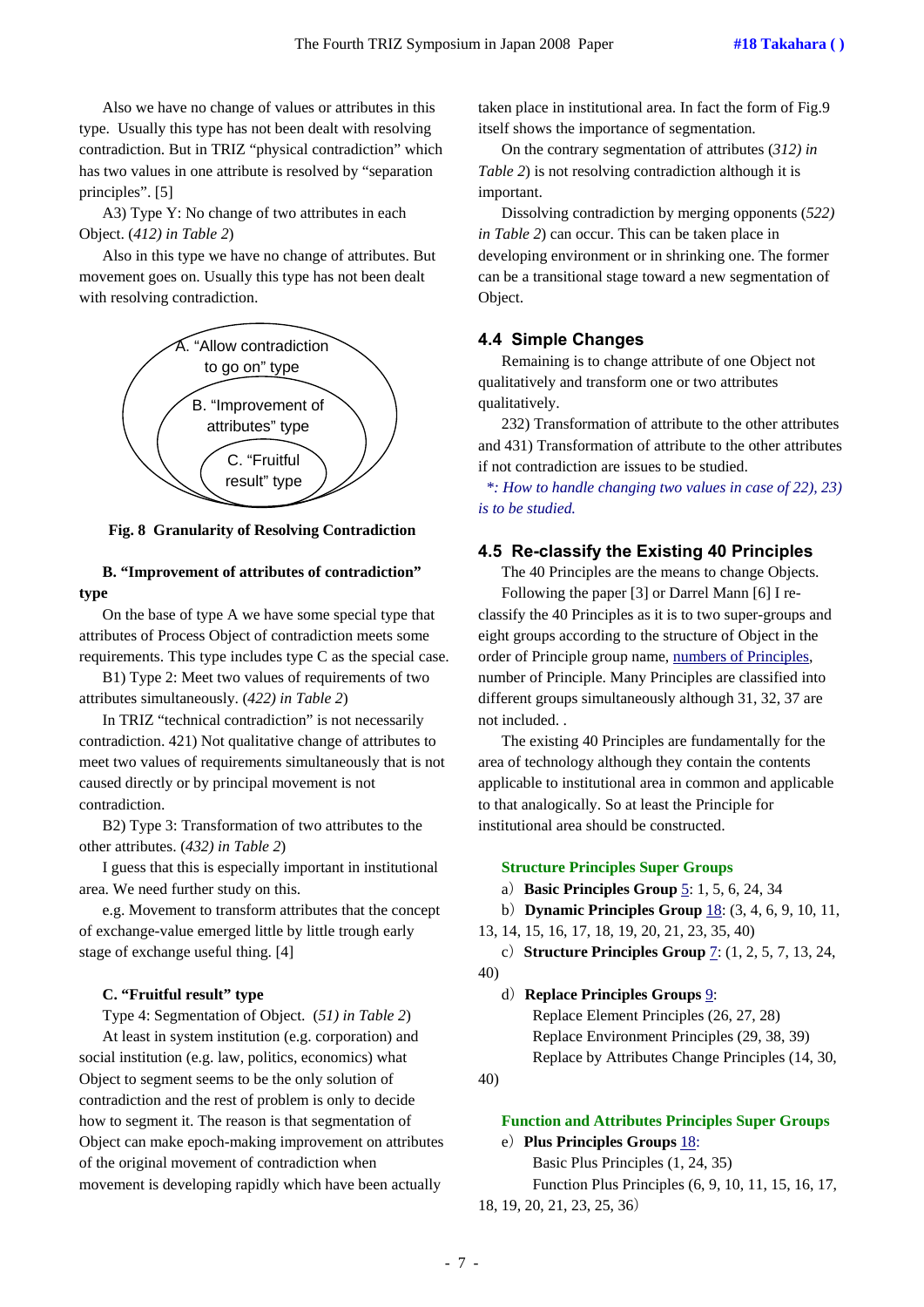Also we have no change of values or attributes in this type. Usually this type has not been dealt with resolving contradiction. But in TRIZ "physical contradiction" which has two values in one attribute is resolved by "separation principles". [5]

A3) Type Y: No change of two attributes in each Object. (*412) in Table 2*)

Also in this type we have no change of attributes. But movement goes on. Usually this type has not been dealt with resolving contradiction.

A. "Allow contradiction to go on" type

B. "Improvement of attributes" type

C. "Fruitful result" type

**Fig. 8 Granularity of Resolving Contradiction**

**B. "Improvement of attributes of contradiction" type**

On the base of type A we have some special type that attributes of Process Object of contradiction meets some requirements. This type includes type C as the special case.

B1) Type 2: Meet two values of requirements of two attributes simultaneously. (*422) in Table 2*)

In TRIZ "technical contradiction" is not necessarily contradiction. 421) Not qualitative change of attributes to meet two values of requirements simultaneously that is not caused directly or by principal movement is not contradiction.

B2) Type 3: Transformation of two attributes to the other attributes. (*432) in Table 2*)

I guess that this is especially important in institutional area. We need further study on this.

e.g. Movement to transform attributes that the concept of exchange-value emerged little by little trough early stage of exchange useful thing. [4]

**C. "Fruitful result" type**

Type 4: Segmentation of Object. (*51) in Table 2*)

At least in system institution (e.g. corporation) and social institution (e.g. law, politics, economics) what Object to segment seems to be the only solution of contradiction and the rest of problem is only to decide how to segment it. The reason is that segmentation of Object can make epoch-making improvement on attributes of the original movement of contradiction when movement is developing rapidly which have been actually taken place in institutional area. In fact the form of Fig.9 itself shows the importance of segmentation.

On the contrary segmentation of attributes (*312) in Table 2*) is not resolving contradiction although it is important.

Dissolving contradiction by merging opponents (*522) in Table 2*) can occur. This can be taken place in developing environment or in shrinking one. The former can be a transitional stage toward a new segmentation of Object.

### 4.4 Simple Changes

Remaining is to change attribute of one Object not qualitatively and transform one or two attributes qualitatively.

232) Transformation of attribute to the other attributes and 431) Transformation of attribute to the other attributes if not contradiction are issues to be studied.

*\*: How to handle changing two values in case of 22), 23) is to be studied.*

### 4.5 Re-classify the Existing 40 Principles

The 40 Principles are the means to change Objects.

Following the paper [3] or Darrel Mann [6] I re-classify the 40 Principles as it is to two super-groups and eight groups according to the structure of Object in the order of Principle group name, numbers of Principles, number of Principle. Many Principles are classified into different groups simultaneously although 31, 32, 37 are not included. .

The existing 40 Principles are fundamentally for the area of technology although they contain the contents applicable to institutional area in common and applicable to that analogically. So at least the Principle for institutional area should be constructed.

**Structure Principles Super Groups**

a）**Basic Principles Group** 5: 1, 5, 6, 24, 34

b）**Dynamic Principles Group** 18: (3, 4, 6, 9, 10, 11, 13, 14, 15, 16, 17, 18, 19, 20, 21, 23, 35, 40)

c）**Structure Principles Group** 7: (1, 2, 5, 7, 13, 24, 40)

d）**Replace Principles Groups** 9:

Replace Element Principles (26, 27, 28)

Replace Environment Principles (29, 38, 39)

Replace by Attributes Change Principles (14, 30, 40)

**Function and Attributes Principles Super Groups**

e）**Plus Principles Groups** 18:

Basic Plus Principles (1, 24, 35)

Function Plus Principles (6, 9, 10, 11, 15, 16, 17, 18, 19, 20, 21, 23, 25, 36）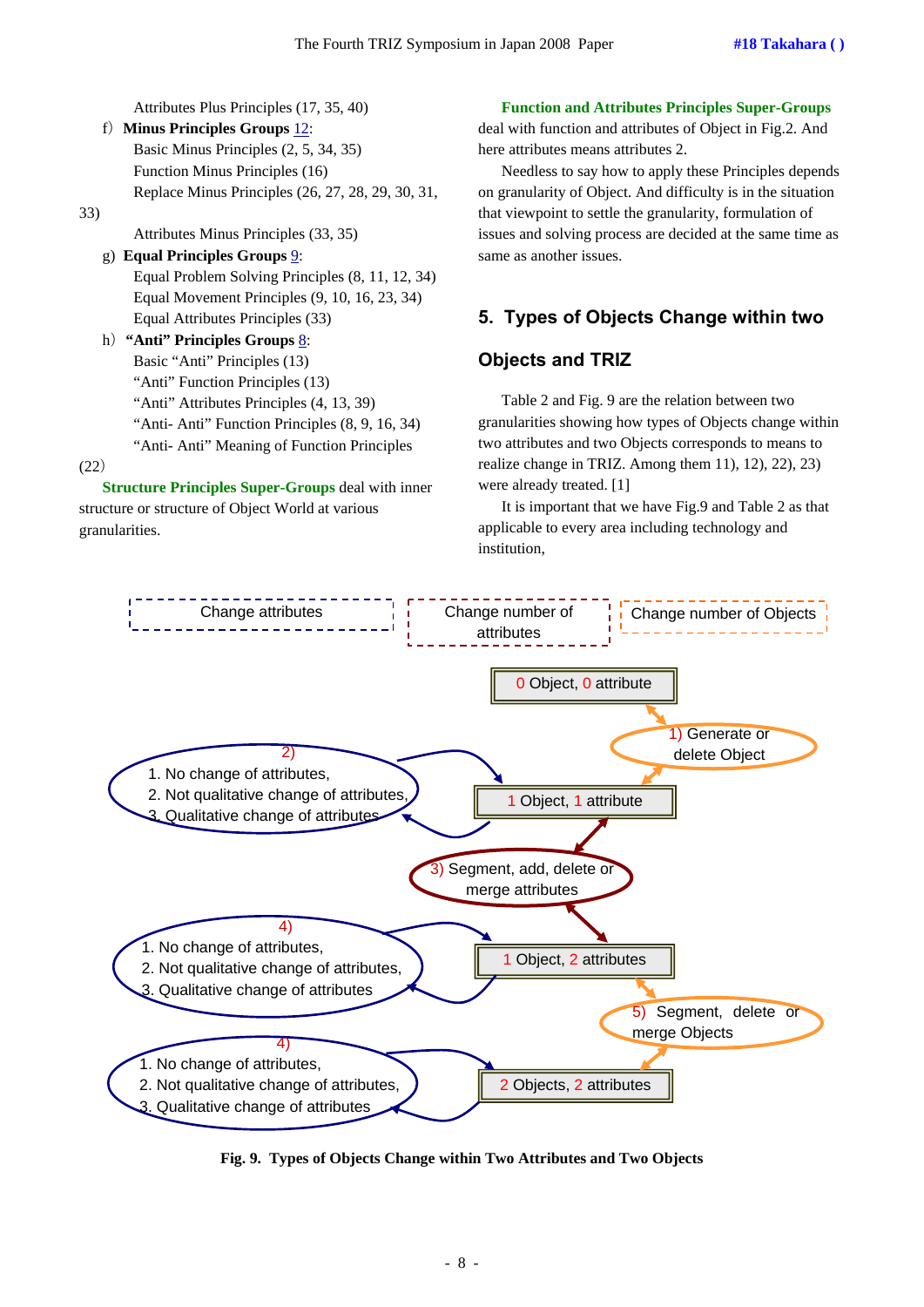Attributes Plus Principles (17, 35, 40)

f) **Minus Principles Groups** 12:

Basic Minus Principles (2, 5, 34, 35)

Function Minus Principles (16)

Replace Minus Principles (26, 27, 28, 29, 30, 31, 33)

Attributes Minus Principles (33, 35)

g) **Equal Principles Groups** 9:

Equal Problem Solving Principles (8, 11, 12, 34)

Equal Movement Principles (9, 10, 16, 23, 34)

Equal Attributes Principles (33)

h) **"Anti" Principles Groups** 8:

Basic "Anti" Principles (13)

"Anti" Function Principles (13)

"Anti" Attributes Principles (4, 13, 39)

"Anti- Anti" Function Principles (8, 9, 16, 34)

"Anti- Anti" Meaning of Function Principles (22)

**Structure Principles Super-Groups** deal with inner structure or structure of Object World at various granularities.

**Function and Attributes Principles Super-Groups** deal with function and attributes of Object in Fig.2. And here attributes means attributes 2.

Needless to say how to apply these Principles depends on granularity of Object. And difficulty is in the situation that viewpoint to settle the granularity, formulation of issues and solving process are decided at the same time as same as another issues.

## 5. Types of Objects Change within two Objects and TRIZ

Table 2 and Fig. 9 are the relation between two granularities showing how types of Objects change within two attributes and two Objects corresponds to means to realize change in TRIZ. Among them 11), 12), 22), 23) were already treated. [1]

It is important that we have Fig.9 and Table 2 as that applicable to every area including technology and institution,

Change attributes | Change number of attributes | Change number of Objects

0 Object, 0 attribute

1) Generate or delete Object

1 Object, 1 attribute

2) 1. No change of attributes, 2. Not qualitative change of attributes, 3. Qualitative change of attributes

3) Segment, add, delete or merge attributes

1 Object, 2 attributes

4) 1. No change of attributes, 2. Not qualitative change of attributes, 3. Qualitative change of attributes

5) Segment, delete or merge Objects

2 Objects, 2 attributes

4) 1. No change of attributes, 2. Not qualitative change of attributes, 3. Qualitative change of attributes

**Fig. 9. Types of Objects Change within Two Attributes and Two Objects**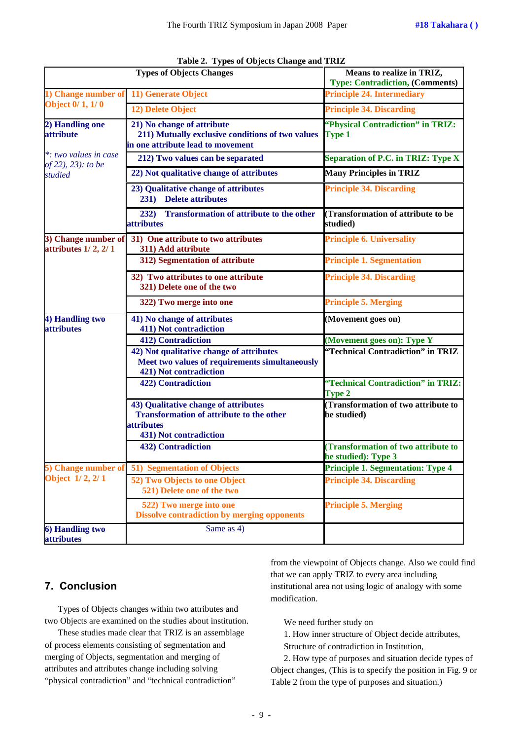**Table 2. Types of Objects Change and TRIZ**

| Types of Objects Changes | | Means to realize in TRIZ, Type: Contradiction, (Comments) |
|---|---|---|
| 1) Change number of Object 0/ 1, 1/ 0 | 11) Generate Object | Principle 24. Intermediary |
| | 12) Delete Object | Principle 34. Discarding |
| 2) Handling one attribute *: two values in case of 22), 23): to be studied* | 21) No change of attribute 211) Mutually exclusive conditions of two values in one attribute lead to movement | "Physical Contradiction" in TRIZ: Type 1 |
| | 212) Two values can be separated | Separation of P.C. in TRIZ: Type X |
| | 22) Not qualitative change of attributes | Many Principles in TRIZ |
| | 23) Qualitative change of attributes 231) Delete attributes | Principle 34. Discarding |
| | 232) Transformation of attribute to the other attributes | (Transformation of attribute to be studied) |
| 3) Change number of attributes 1/ 2, 2/ 1 | 31) One attribute to two attributes 311) Add attribute | Principle 6. Universality |
| | 312) Segmentation of attribute | Principle 1. Segmentation |
| | 32) Two attributes to one attribute 321) Delete one of the two | Principle 34. Discarding |
| | 322) Two merge into one | Principle 5. Merging |
| 4) Handling two attributes | 41) No change of attributes 411) Not contradiction | (Movement goes on) |
| | 412) Contradiction | (Movement goes on): Type Y |
| | 42) Not qualitative change of attributes Meet two values of requirements simultaneously 421) Not contradiction | "Technical Contradiction" in TRIZ |
| | 422) Contradiction | "Technical Contradiction" in TRIZ: Type 2 |
| | 43) Qualitative change of attributes Transformation of attribute to the other attributes 431) Not contradiction | (Transformation of two attribute to be studied) |
| | 432) Contradiction | (Transformation of two attribute to be studied): Type 3 |
| 5) Change number of Object 1/ 2, 2/ 1 | 51) Segmentation of Objects | Principle 1. Segmentation: Type 4 |
| | 52) Two Objects to one Object 521) Delete one of the two | Principle 34. Discarding |
| | 522) Two merge into one Dissolve contradiction by merging opponents | Principle 5. Merging |
| 6) Handling two attributes | Same as 4) | |

## 7. Conclusion

Types of Objects changes within two attributes and two Objects are examined on the studies about institution.

These studies made clear that TRIZ is an assemblage of process elements consisting of segmentation and merging of Objects, segmentation and merging of attributes and attributes change including solving "physical contradiction" and "technical contradiction" from the viewpoint of Objects change. Also we could find that we can apply TRIZ to every area including institutional area not using logic of analogy with some modification.

We need further study on

1. How inner structure of Object decide attributes, Structure of contradiction in Institution,
2. How type of purposes and situation decide types of Object changes, (This is to specify the position in Fig. 9 or Table 2 from the type of purposes and situation.)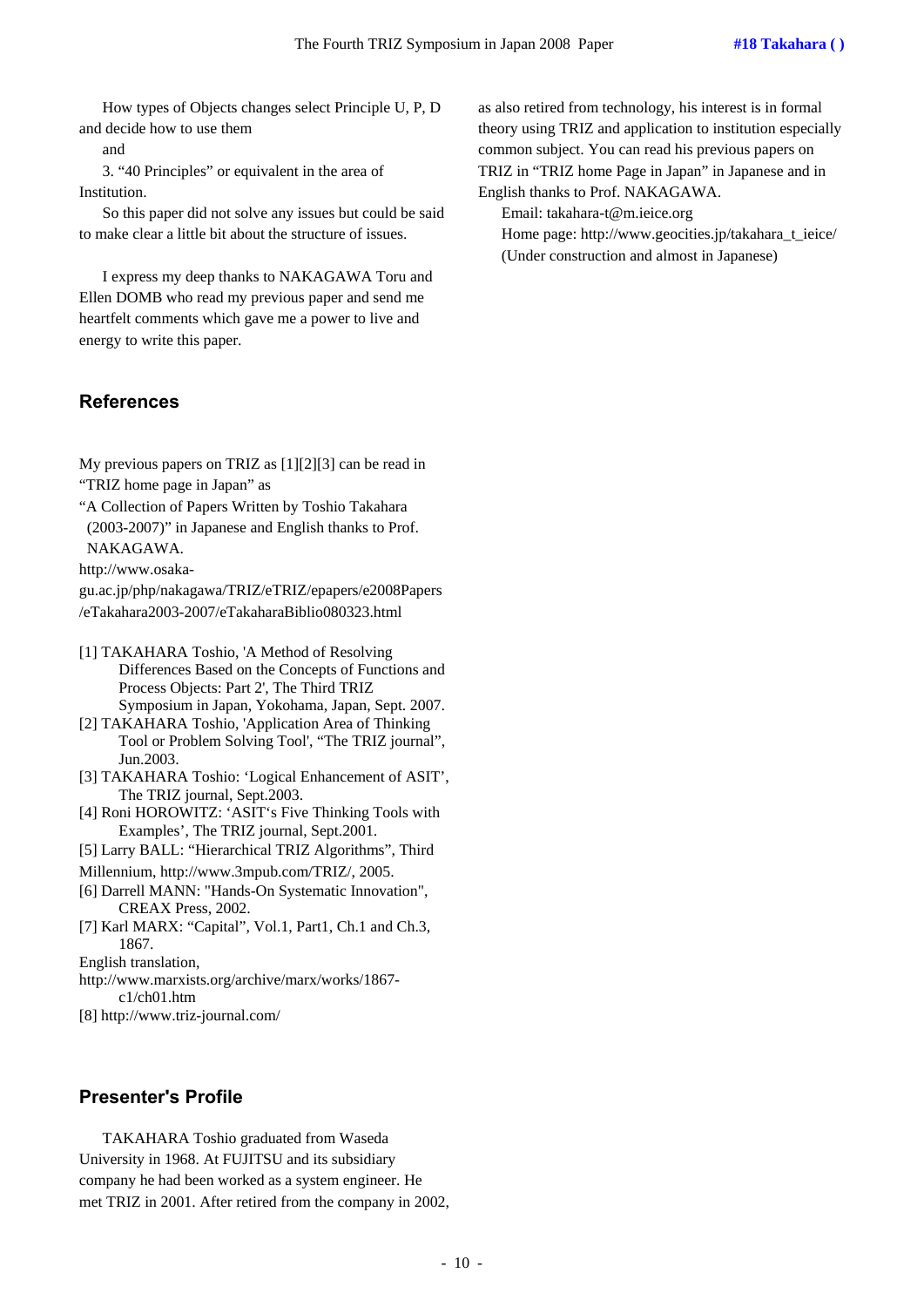How types of Objects changes select Principle U, P, D and decide how to use them

and

3. “40 Principles” or equivalent in the area of Institution.

So this paper did not solve any issues but could be said to make clear a little bit about the structure of issues.

I express my deep thanks to NAKAGAWA Toru and Ellen DOMB who read my previous paper and send me heartfelt comments which gave me a power to live and energy to write this paper.

## References

My previous papers on TRIZ as [1][2][3] can be read in “TRIZ home page in Japan” as
“A Collection of Papers Written by Toshio Takahara (2003-2007)” in Japanese and English thanks to Prof. NAKAGAWA.
http://www.osaka-gu.ac.jp/php/nakagawa/TRIZ/eTRIZ/epapers/e2008Papers/eTakahara2003-2007/eTakaharaBiblio080323.html

[1] TAKAHARA Toshio, 'A Method of Resolving Differences Based on the Concepts of Functions and Process Objects: Part 2', The Third TRIZ Symposium in Japan, Yokohama, Japan, Sept. 2007.
[2] TAKAHARA Toshio, 'Application Area of Thinking Tool or Problem Solving Tool', “The TRIZ journal”, Jun.2003.
[3] TAKAHARA Toshio: ‘Logical Enhancement of ASIT’, The TRIZ journal, Sept.2003.
[4] Roni HOROWITZ: ‘ASIT‘s Five Thinking Tools with Examples’, The TRIZ journal, Sept.2001.
[5] Larry BALL: “Hierarchical TRIZ Algorithms”, Third Millennium, http://www.3mpub.com/TRIZ/, 2005.
[6] Darrell MANN: "Hands-On Systematic Innovation", CREAX Press, 2002.
[7] Karl MARX: “Capital”, Vol.1, Part1, Ch.1 and Ch.3, 1867.
English translation,
http://www.marxists.org/archive/marx/works/1867-c1/ch01.htm
[8] http://www.triz-journal.com/

## Presenter's Profile

TAKAHARA Toshio graduated from Waseda University in 1968. At FUJITSU and its subsidiary company he had been worked as a system engineer. He met TRIZ in 2001. After retired from the company in 2002, as also retired from technology, his interest is in formal theory using TRIZ and application to institution especially common subject. You can read his previous papers on TRIZ in “TRIZ home Page in Japan” in Japanese and in English thanks to Prof. NAKAGAWA.

Email: takahara-t@m.ieice.org
Home page: http://www.geocities.jp/takahara_t_ieice/
(Under construction and almost in Japanese)